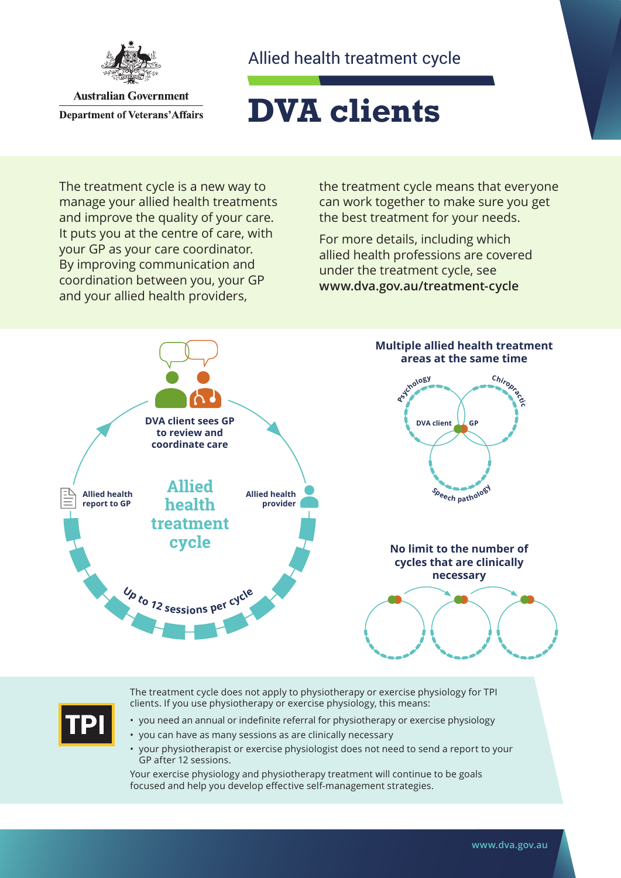Australian Government
Department of Veterans' Affairs

Allied health treatment cycle

# DVA clients

The treatment cycle is a new way to manage your allied health treatments and improve the quality of your care. It puts you at the centre of care, with your GP as your care coordinator. By improving communication and coordination between you, your GP and your allied health providers, the treatment cycle means that everyone can work together to make sure you get the best treatment for your needs.

For more details, including which allied health professions are covered under the treatment cycle, see **www.dva.gov.au/treatment-cycle**

## Allied health treatment cycle

**DVA client sees GP to review and coordinate care**

**Allied health provider**

**Up to 12 sessions per cycle**

**Allied health report to GP**

**Multiple allied health treatment areas at the same time**

Psychology, Chiropractic, Speech pathology — DVA client, GP

**No limit to the number of cycles that are clinically necessary**

TPI

The treatment cycle does not apply to physiotherapy or exercise physiology for TPI clients. If you use physiotherapy or exercise physiology, this means:

- you need an annual or indefinite referral for physiotherapy or exercise physiology
- you can have as many sessions as are clinically necessary
- your physiotherapist or exercise physiologist does not need to send a report to your GP after 12 sessions.

Your exercise physiology and physiotherapy treatment will continue to be goals focused and help you develop effective self-management strategies.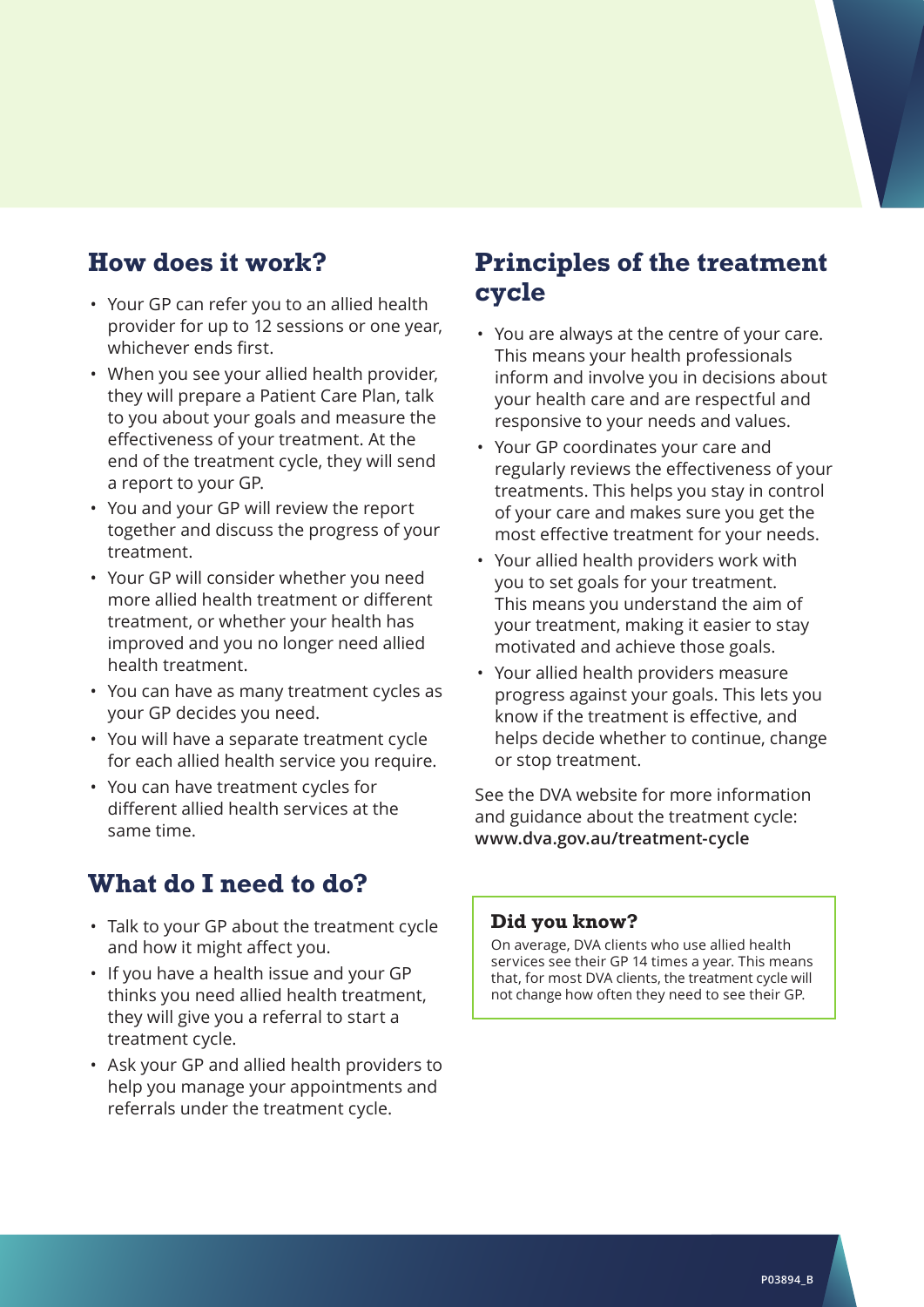## How does it work?

- Your GP can refer you to an allied health provider for up to 12 sessions or one year, whichever ends first.
- When you see your allied health provider, they will prepare a Patient Care Plan, talk to you about your goals and measure the effectiveness of your treatment. At the end of the treatment cycle, they will send a report to your GP.
- You and your GP will review the report together and discuss the progress of your treatment.
- Your GP will consider whether you need more allied health treatment or different treatment, or whether your health has improved and you no longer need allied health treatment.
- You can have as many treatment cycles as your GP decides you need.
- You will have a separate treatment cycle for each allied health service you require.
- You can have treatment cycles for different allied health services at the same time.

## What do I need to do?

- Talk to your GP about the treatment cycle and how it might affect you.
- If you have a health issue and your GP thinks you need allied health treatment, they will give you a referral to start a treatment cycle.
- Ask your GP and allied health providers to help you manage your appointments and referrals under the treatment cycle.

## Principles of the treatment cycle

- You are always at the centre of your care. This means your health professionals inform and involve you in decisions about your health care and are respectful and responsive to your needs and values.
- Your GP coordinates your care and regularly reviews the effectiveness of your treatments. This helps you stay in control of your care and makes sure you get the most effective treatment for your needs.
- Your allied health providers work with you to set goals for your treatment. This means you understand the aim of your treatment, making it easier to stay motivated and achieve those goals.
- Your allied health providers measure progress against your goals. This lets you know if the treatment is effective, and helps decide whether to continue, change or stop treatment.

See the DVA website for more information and guidance about the treatment cycle: **www.dva.gov.au/treatment-cycle**

### Did you know?

On average, DVA clients who use allied health services see their GP 14 times a year. This means that, for most DVA clients, the treatment cycle will not change how often they need to see their GP.

P03894_B